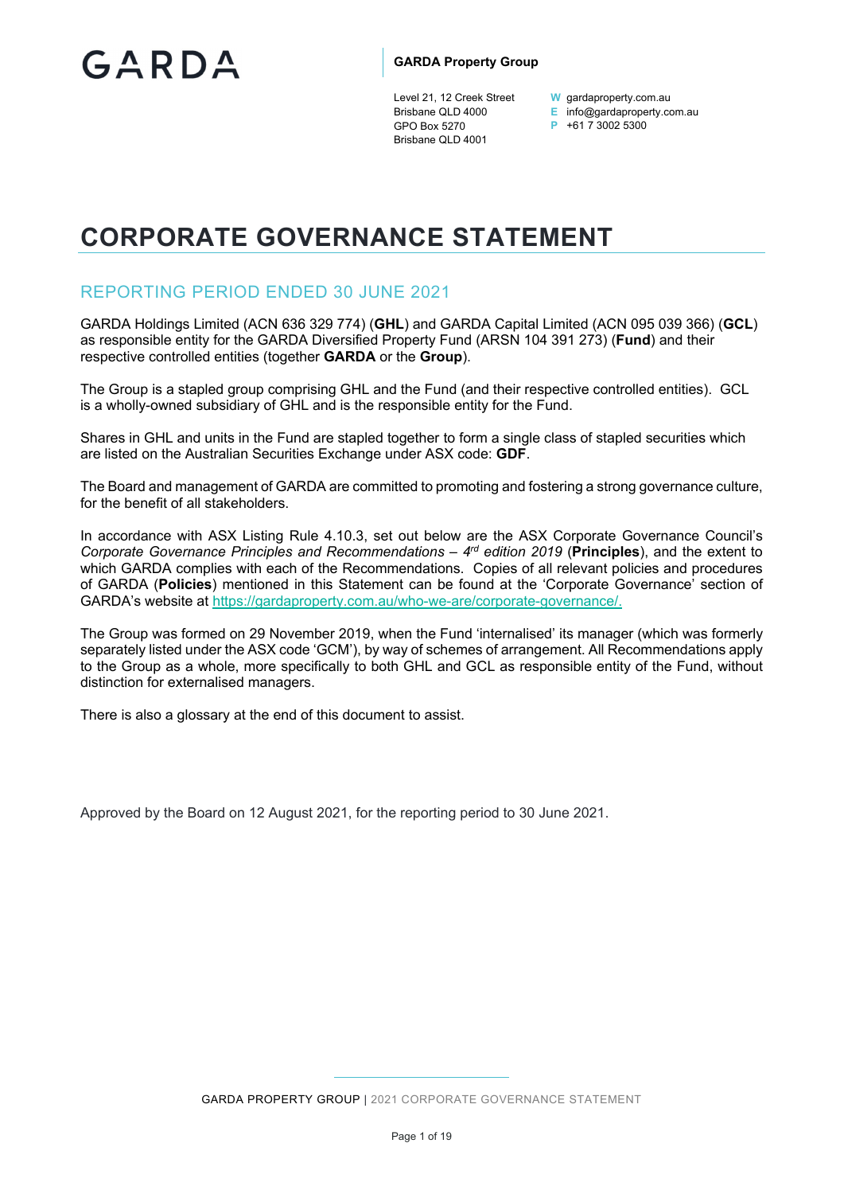GARDA

**GARDA Property Group**

Level 21, 12 Creek Street
Brisbane QLD 4000
GPO Box 5270
Brisbane QLD 4001

**W** gardaproperty.com.au
**E** info@gardaproperty.com.au
**P** +61 7 3002 5300

# CORPORATE GOVERNANCE STATEMENT

## REPORTING PERIOD ENDED 30 JUNE 2021

GARDA Holdings Limited (ACN 636 329 774) (**GHL**) and GARDA Capital Limited (ACN 095 039 366) (**GCL**) as responsible entity for the GARDA Diversified Property Fund (ARSN 104 391 273) (**Fund**) and their respective controlled entities (together **GARDA** or the **Group**).

The Group is a stapled group comprising GHL and the Fund (and their respective controlled entities). GCL is a wholly-owned subsidiary of GHL and is the responsible entity for the Fund.

Shares in GHL and units in the Fund are stapled together to form a single class of stapled securities which are listed on the Australian Securities Exchange under ASX code: **GDF**.

The Board and management of GARDA are committed to promoting and fostering a strong governance culture, for the benefit of all stakeholders.

In accordance with ASX Listing Rule 4.10.3, set out below are the ASX Corporate Governance Council's *Corporate Governance Principles and Recommendations – 4th edition 2019* (**Principles**), and the extent to which GARDA complies with each of the Recommendations. Copies of all relevant policies and procedures of GARDA (**Policies**) mentioned in this Statement can be found at the 'Corporate Governance' section of GARDA's website at https://gardaproperty.com.au/who-we-are/corporate-governance/.

The Group was formed on 29 November 2019, when the Fund 'internalised' its manager (which was formerly separately listed under the ASX code 'GCM'), by way of schemes of arrangement. All Recommendations apply to the Group as a whole, more specifically to both GHL and GCL as responsible entity of the Fund, without distinction for externalised managers.

There is also a glossary at the end of this document to assist.

Approved by the Board on 12 August 2021, for the reporting period to 30 June 2021.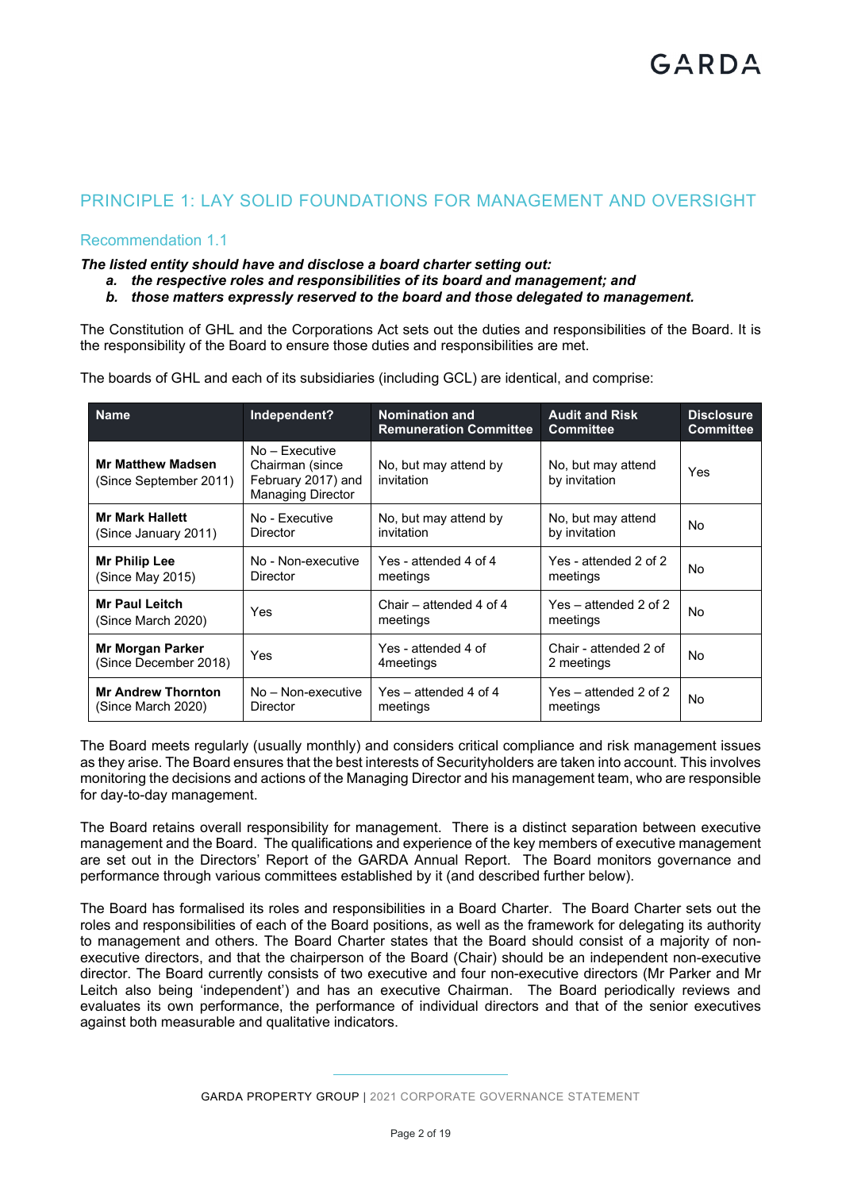## PRINCIPLE 1: LAY SOLID FOUNDATIONS FOR MANAGEMENT AND OVERSIGHT

### Recommendation 1.1

***The listed entity should have and disclose a board charter setting out:***

- ***a. the respective roles and responsibilities of its board and management; and***
- ***b. those matters expressly reserved to the board and those delegated to management.***

The Constitution of GHL and the Corporations Act sets out the duties and responsibilities of the Board. It is the responsibility of the Board to ensure those duties and responsibilities are met.

The boards of GHL and each of its subsidiaries (including GCL) are identical, and comprise:

| Name | Independent? | Nomination and Remuneration Committee | Audit and Risk Committee | Disclosure Committee |
|---|---|---|---|---|
| **Mr Matthew Madsen** (Since September 2011) | No – Executive Chairman (since February 2017) and Managing Director | No, but may attend by invitation | No, but may attend by invitation | Yes |
| **Mr Mark Hallett** (Since January 2011) | No - Executive Director | No, but may attend by invitation | No, but may attend by invitation | No |
| **Mr Philip Lee** (Since May 2015) | No - Non-executive Director | Yes - attended 4 of 4 meetings | Yes - attended 2 of 2 meetings | No |
| **Mr Paul Leitch** (Since March 2020) | Yes | Chair – attended 4 of 4 meetings | Yes – attended 2 of 2 meetings | No |
| **Mr Morgan Parker** (Since December 2018) | Yes | Yes - attended 4 of 4meetings | Chair - attended 2 of 2 meetings | No |
| **Mr Andrew Thornton** (Since March 2020) | No – Non-executive Director | Yes – attended 4 of 4 meetings | Yes – attended 2 of 2 meetings | No |

The Board meets regularly (usually monthly) and considers critical compliance and risk management issues as they arise. The Board ensures that the best interests of Securityholders are taken into account. This involves monitoring the decisions and actions of the Managing Director and his management team, who are responsible for day-to-day management.

The Board retains overall responsibility for management. There is a distinct separation between executive management and the Board. The qualifications and experience of the key members of executive management are set out in the Directors' Report of the GARDA Annual Report. The Board monitors governance and performance through various committees established by it (and described further below).

The Board has formalised its roles and responsibilities in a Board Charter. The Board Charter sets out the roles and responsibilities of each of the Board positions, as well as the framework for delegating its authority to management and others. The Board Charter states that the Board should consist of a majority of non-executive directors, and that the chairperson of the Board (Chair) should be an independent non-executive director. The Board currently consists of two executive and four non-executive directors (Mr Parker and Mr Leitch also being 'independent') and has an executive Chairman. The Board periodically reviews and evaluates its own performance, the performance of individual directors and that of the senior executives against both measurable and qualitative indicators.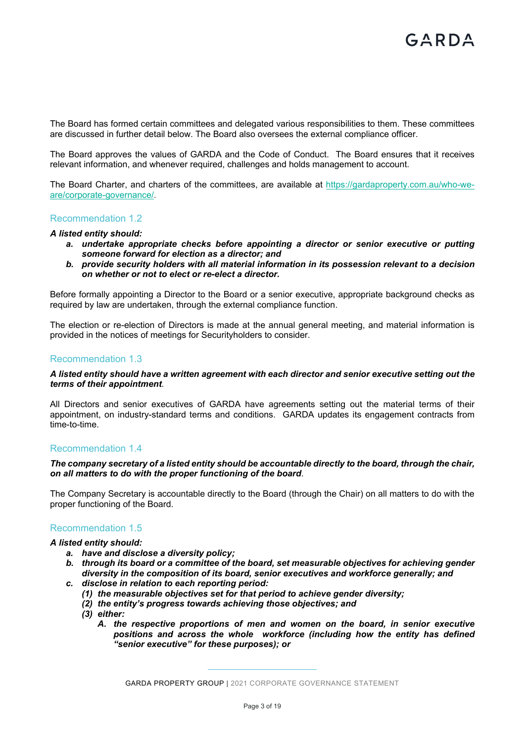The Board has formed certain committees and delegated various responsibilities to them. These committees are discussed in further detail below. The Board also oversees the external compliance officer.

The Board approves the values of GARDA and the Code of Conduct. The Board ensures that it receives relevant information, and whenever required, challenges and holds management to account.

The Board Charter, and charters of the committees, are available at [https://gardaproperty.com.au/who-we-are/corporate-governance/](https://gardaproperty.com.au/who-we-are/corporate-governance/).

## Recommendation 1.2

***A listed entity should:***

- ***a. undertake appropriate checks before appointing a director or senior executive or putting someone forward for election as a director; and***
- ***b. provide security holders with all material information in its possession relevant to a decision on whether or not to elect or re-elect a director.***

Before formally appointing a Director to the Board or a senior executive, appropriate background checks as required by law are undertaken, through the external compliance function.

The election or re-election of Directors is made at the annual general meeting, and material information is provided in the notices of meetings for Securityholders to consider.

## Recommendation 1.3

***A listed entity should have a written agreement with each director and senior executive setting out the terms of their appointment.***

All Directors and senior executives of GARDA have agreements setting out the material terms of their appointment, on industry-standard terms and conditions. GARDA updates its engagement contracts from time-to-time.

## Recommendation 1.4

***The company secretary of a listed entity should be accountable directly to the board, through the chair, on all matters to do with the proper functioning of the board.***

The Company Secretary is accountable directly to the Board (through the Chair) on all matters to do with the proper functioning of the Board.

## Recommendation 1.5

***A listed entity should:***

- ***a. have and disclose a diversity policy;***
- ***b. through its board or a committee of the board, set measurable objectives for achieving gender diversity in the composition of its board, senior executives and workforce generally; and***
- ***c. disclose in relation to each reporting period:***
  - ***(1) the measurable objectives set for that period to achieve gender diversity;***
  - ***(2) the entity's progress towards achieving those objectives; and***
  - ***(3) either:***
    - ***A. the respective proportions of men and women on the board, in senior executive positions and across the whole workforce (including how the entity has defined "senior executive" for these purposes); or***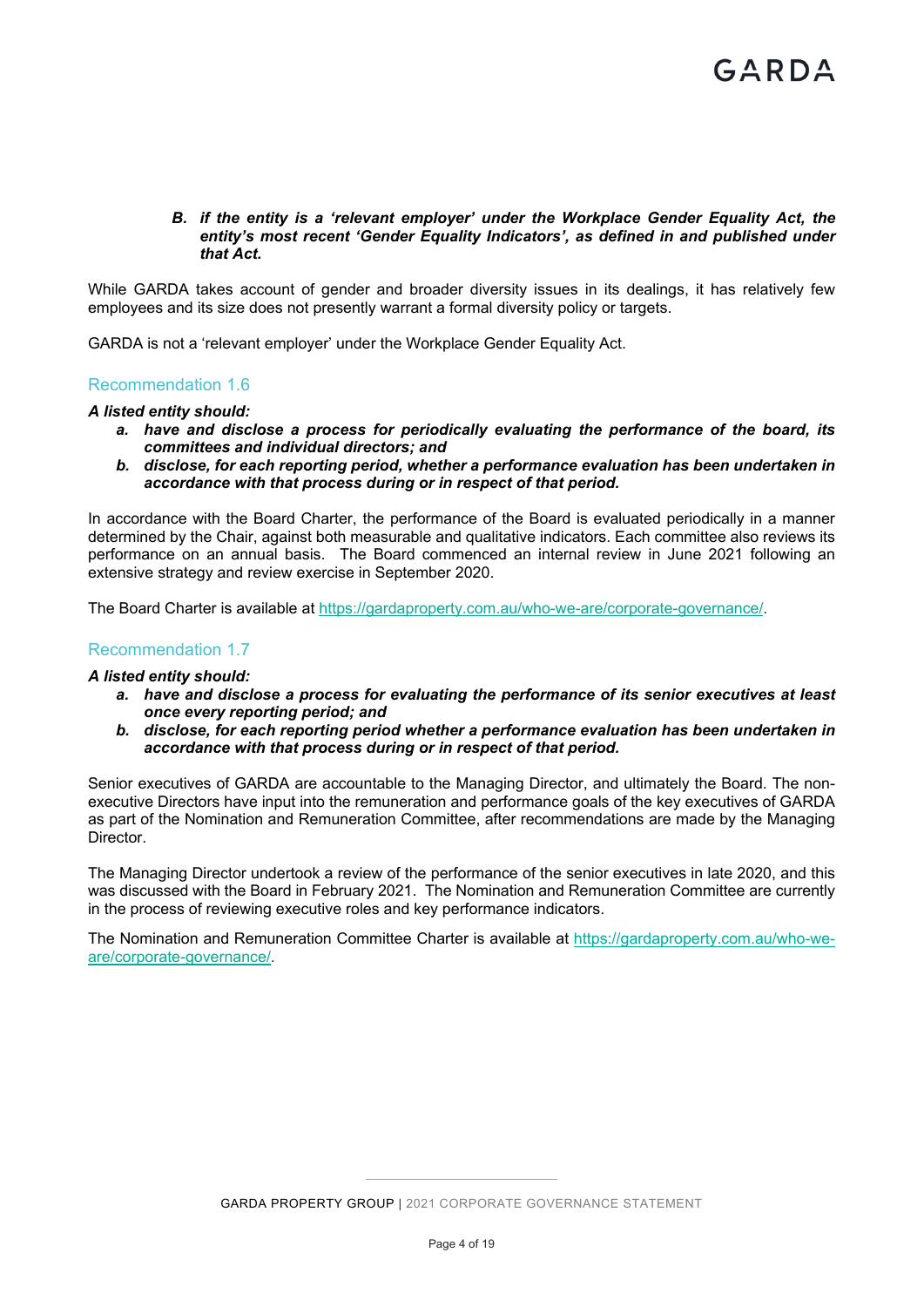***B. if the entity is a 'relevant employer' under the Workplace Gender Equality Act, the entity's most recent 'Gender Equality Indicators', as defined in and published under that Act.***

While GARDA takes account of gender and broader diversity issues in its dealings, it has relatively few employees and its size does not presently warrant a formal diversity policy or targets.

GARDA is not a 'relevant employer' under the Workplace Gender Equality Act.

## Recommendation 1.6

***A listed entity should:***

- ***a. have and disclose a process for periodically evaluating the performance of the board, its committees and individual directors; and***
- ***b. disclose, for each reporting period, whether a performance evaluation has been undertaken in accordance with that process during or in respect of that period.***

In accordance with the Board Charter, the performance of the Board is evaluated periodically in a manner determined by the Chair, against both measurable and qualitative indicators. Each committee also reviews its performance on an annual basis. The Board commenced an internal review in June 2021 following an extensive strategy and review exercise in September 2020.

The Board Charter is available at https://gardaproperty.com.au/who-we-are/corporate-governance/.

## Recommendation 1.7

***A listed entity should:***

- ***a. have and disclose a process for evaluating the performance of its senior executives at least once every reporting period; and***
- ***b. disclose, for each reporting period whether a performance evaluation has been undertaken in accordance with that process during or in respect of that period.***

Senior executives of GARDA are accountable to the Managing Director, and ultimately the Board. The non-executive Directors have input into the remuneration and performance goals of the key executives of GARDA as part of the Nomination and Remuneration Committee, after recommendations are made by the Managing Director.

The Managing Director undertook a review of the performance of the senior executives in late 2020, and this was discussed with the Board in February 2021. The Nomination and Remuneration Committee are currently in the process of reviewing executive roles and key performance indicators.

The Nomination and Remuneration Committee Charter is available at https://gardaproperty.com.au/who-we-are/corporate-governance/.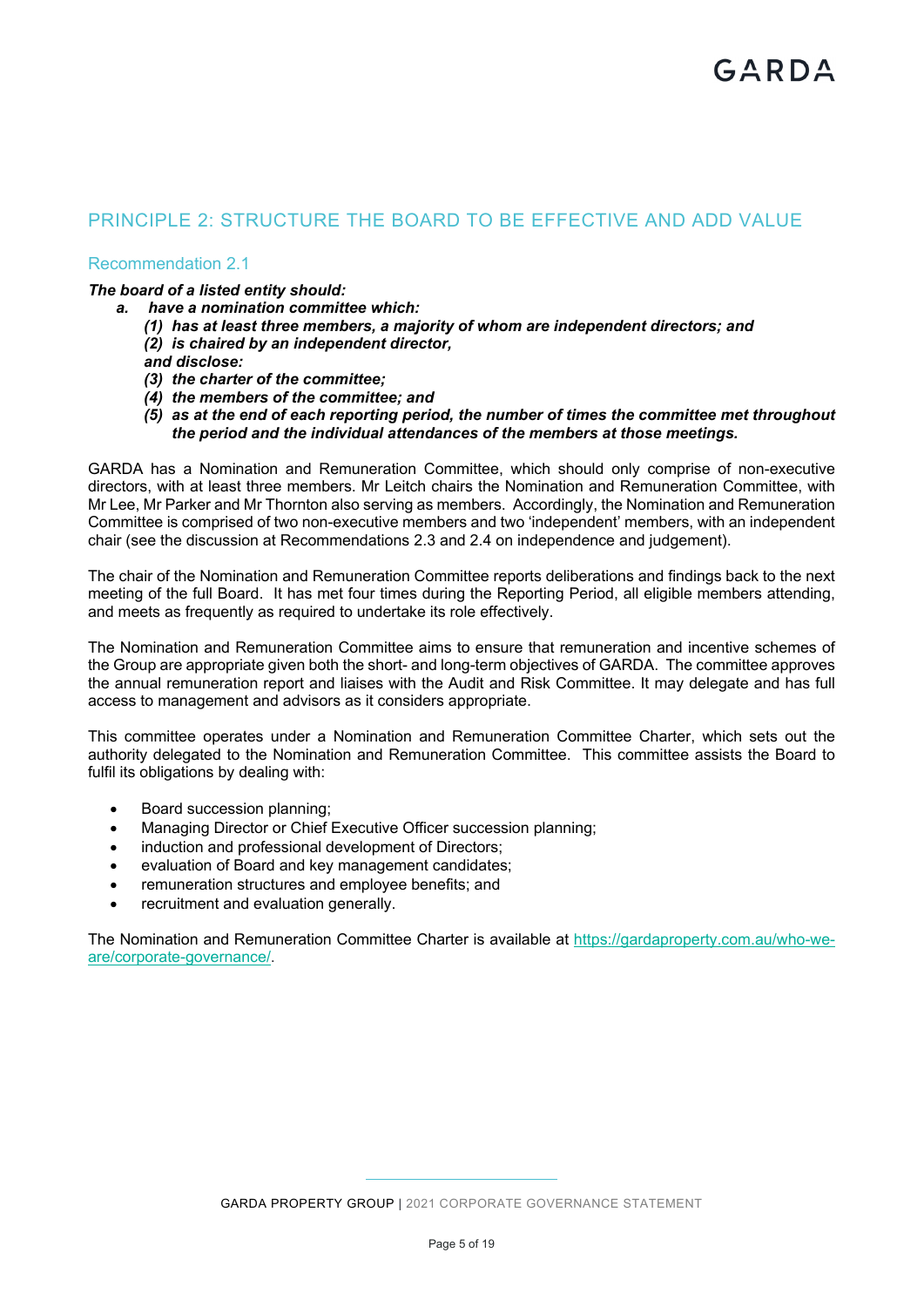## PRINCIPLE 2: STRUCTURE THE BOARD TO BE EFFECTIVE AND ADD VALUE

### Recommendation 2.1

***The board of a listed entity should:***

***a. have a nomination committee which:***

***(1) has at least three members, a majority of whom are independent directors; and***

***(2) is chaired by an independent director,***

***and disclose:***

***(3) the charter of the committee;***

***(4) the members of the committee; and***

***(5) as at the end of each reporting period, the number of times the committee met throughout the period and the individual attendances of the members at those meetings.***

GARDA has a Nomination and Remuneration Committee, which should only comprise of non-executive directors, with at least three members. Mr Leitch chairs the Nomination and Remuneration Committee, with Mr Lee, Mr Parker and Mr Thornton also serving as members. Accordingly, the Nomination and Remuneration Committee is comprised of two non-executive members and two 'independent' members, with an independent chair (see the discussion at Recommendations 2.3 and 2.4 on independence and judgement).

The chair of the Nomination and Remuneration Committee reports deliberations and findings back to the next meeting of the full Board. It has met four times during the Reporting Period, all eligible members attending, and meets as frequently as required to undertake its role effectively.

The Nomination and Remuneration Committee aims to ensure that remuneration and incentive schemes of the Group are appropriate given both the short- and long-term objectives of GARDA. The committee approves the annual remuneration report and liaises with the Audit and Risk Committee. It may delegate and has full access to management and advisors as it considers appropriate.

This committee operates under a Nomination and Remuneration Committee Charter, which sets out the authority delegated to the Nomination and Remuneration Committee. This committee assists the Board to fulfil its obligations by dealing with:

- Board succession planning;
- Managing Director or Chief Executive Officer succession planning;
- induction and professional development of Directors;
- evaluation of Board and key management candidates;
- remuneration structures and employee benefits; and
- recruitment and evaluation generally.

The Nomination and Remuneration Committee Charter is available at [https://gardaproperty.com.au/who-we-are/corporate-governance/](https://gardaproperty.com.au/who-we-are/corporate-governance/).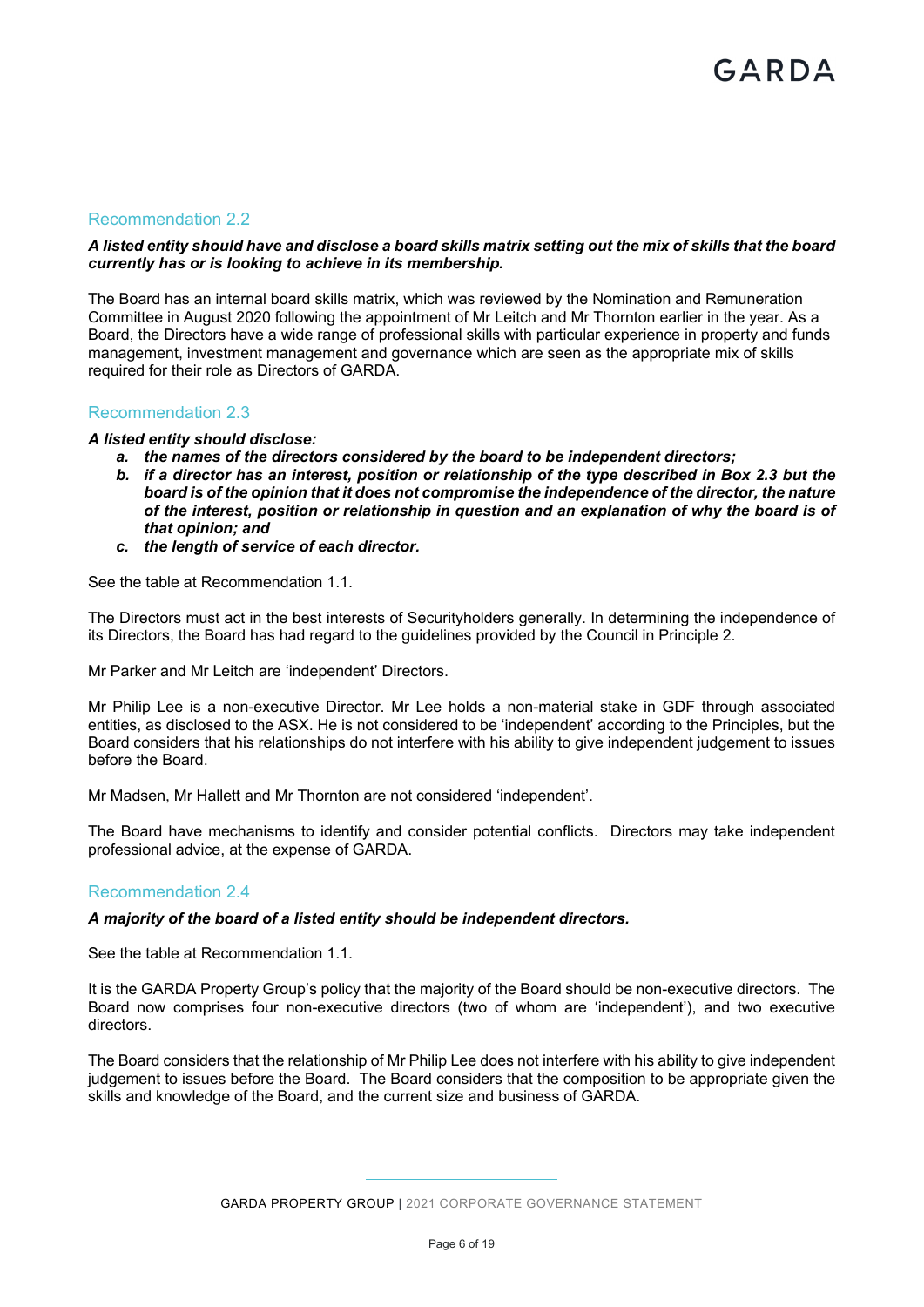## Recommendation 2.2

***A listed entity should have and disclose a board skills matrix setting out the mix of skills that the board currently has or is looking to achieve in its membership.***

The Board has an internal board skills matrix, which was reviewed by the Nomination and Remuneration Committee in August 2020 following the appointment of Mr Leitch and Mr Thornton earlier in the year. As a Board, the Directors have a wide range of professional skills with particular experience in property and funds management, investment management and governance which are seen as the appropriate mix of skills required for their role as Directors of GARDA.

## Recommendation 2.3

***A listed entity should disclose:***

- ***a. the names of the directors considered by the board to be independent directors;***
- ***b. if a director has an interest, position or relationship of the type described in Box 2.3 but the board is of the opinion that it does not compromise the independence of the director, the nature of the interest, position or relationship in question and an explanation of why the board is of that opinion; and***
- ***c. the length of service of each director.***

See the table at Recommendation 1.1.

The Directors must act in the best interests of Securityholders generally. In determining the independence of its Directors, the Board has had regard to the guidelines provided by the Council in Principle 2.

Mr Parker and Mr Leitch are 'independent' Directors.

Mr Philip Lee is a non-executive Director. Mr Lee holds a non-material stake in GDF through associated entities, as disclosed to the ASX. He is not considered to be 'independent' according to the Principles, but the Board considers that his relationships do not interfere with his ability to give independent judgement to issues before the Board.

Mr Madsen, Mr Hallett and Mr Thornton are not considered 'independent'.

The Board have mechanisms to identify and consider potential conflicts. Directors may take independent professional advice, at the expense of GARDA.

## Recommendation 2.4

***A majority of the board of a listed entity should be independent directors.***

See the table at Recommendation 1.1.

It is the GARDA Property Group's policy that the majority of the Board should be non-executive directors. The Board now comprises four non-executive directors (two of whom are 'independent'), and two executive directors.

The Board considers that the relationship of Mr Philip Lee does not interfere with his ability to give independent judgement to issues before the Board. The Board considers that the composition to be appropriate given the skills and knowledge of the Board, and the current size and business of GARDA.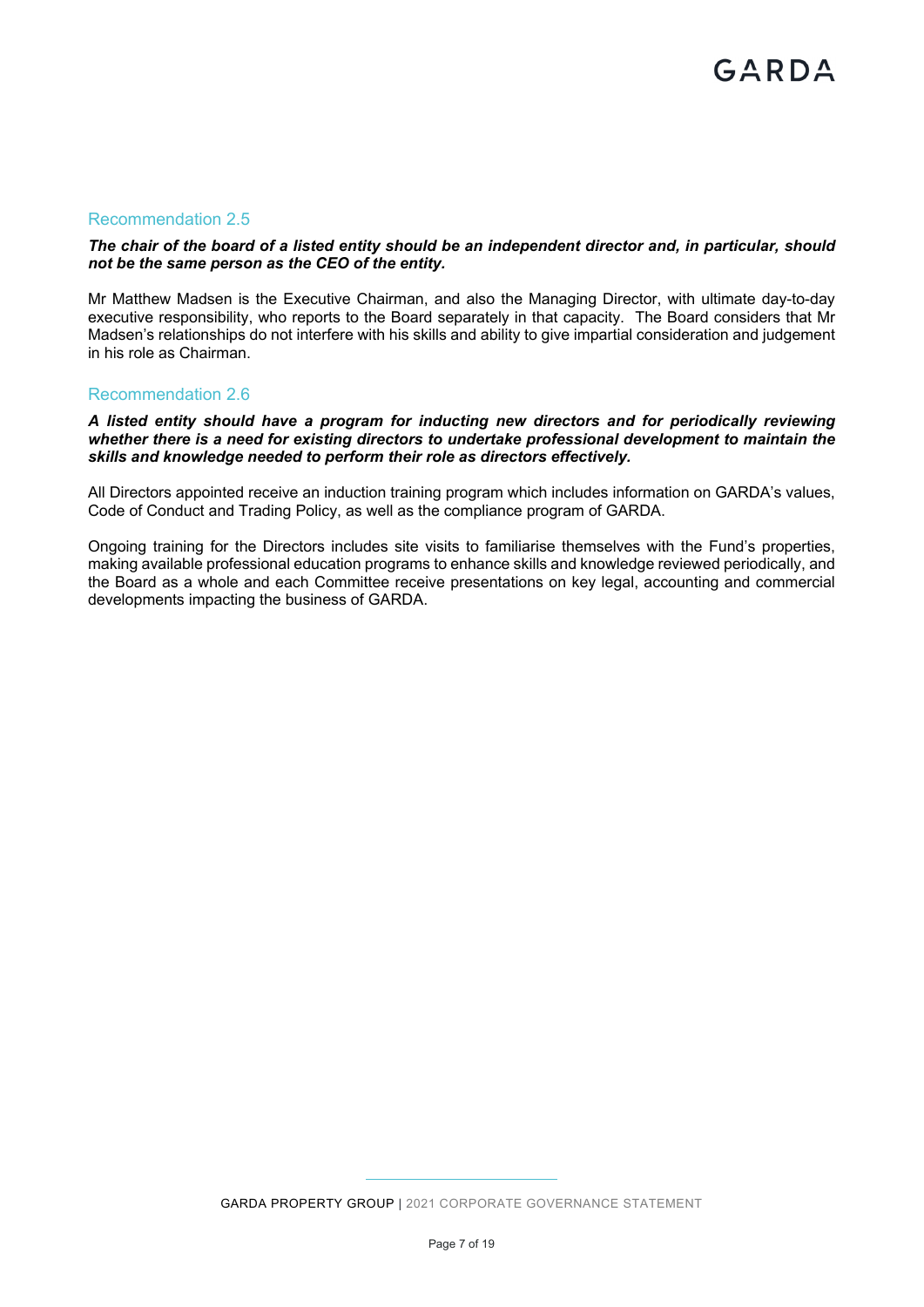### Recommendation 2.5

***The chair of the board of a listed entity should be an independent director and, in particular, should not be the same person as the CEO of the entity.***

Mr Matthew Madsen is the Executive Chairman, and also the Managing Director, with ultimate day-to-day executive responsibility, who reports to the Board separately in that capacity. The Board considers that Mr Madsen's relationships do not interfere with his skills and ability to give impartial consideration and judgement in his role as Chairman.

### Recommendation 2.6

***A listed entity should have a program for inducting new directors and for periodically reviewing whether there is a need for existing directors to undertake professional development to maintain the skills and knowledge needed to perform their role as directors effectively.***

All Directors appointed receive an induction training program which includes information on GARDA's values, Code of Conduct and Trading Policy, as well as the compliance program of GARDA.

Ongoing training for the Directors includes site visits to familiarise themselves with the Fund's properties, making available professional education programs to enhance skills and knowledge reviewed periodically, and the Board as a whole and each Committee receive presentations on key legal, accounting and commercial developments impacting the business of GARDA.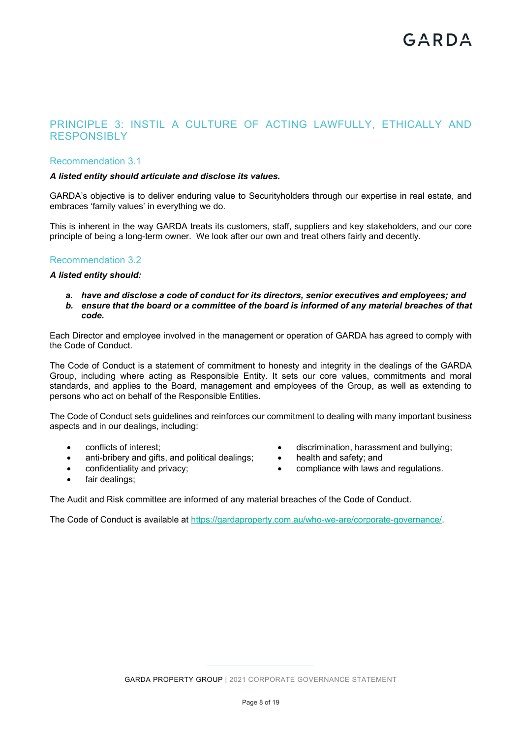## PRINCIPLE 3: INSTIL A CULTURE OF ACTING LAWFULLY, ETHICALLY AND RESPONSIBLY

### Recommendation 3.1

***A listed entity should articulate and disclose its values.***

GARDA's objective is to deliver enduring value to Securityholders through our expertise in real estate, and embraces 'family values' in everything we do.

This is inherent in the way GARDA treats its customers, staff, suppliers and key stakeholders, and our core principle of being a long-term owner. We look after our own and treat others fairly and decently.

### Recommendation 3.2

***A listed entity should:***

***a. have and disclose a code of conduct for its directors, senior executives and employees; and***
***b. ensure that the board or a committee of the board is informed of any material breaches of that code.***

Each Director and employee involved in the management or operation of GARDA has agreed to comply with the Code of Conduct.

The Code of Conduct is a statement of commitment to honesty and integrity in the dealings of the GARDA Group, including where acting as Responsible Entity. It sets our core values, commitments and moral standards, and applies to the Board, management and employees of the Group, as well as extending to persons who act on behalf of the Responsible Entities.

The Code of Conduct sets guidelines and reinforces our commitment to dealing with many important business aspects and in our dealings, including:

- conflicts of interest;
- anti-bribery and gifts, and political dealings;
- confidentiality and privacy;
- fair dealings;
- discrimination, harassment and bullying;
- health and safety; and
- compliance with laws and regulations.

The Audit and Risk committee are informed of any material breaches of the Code of Conduct.

The Code of Conduct is available at https://gardaproperty.com.au/who-we-are/corporate-governance/.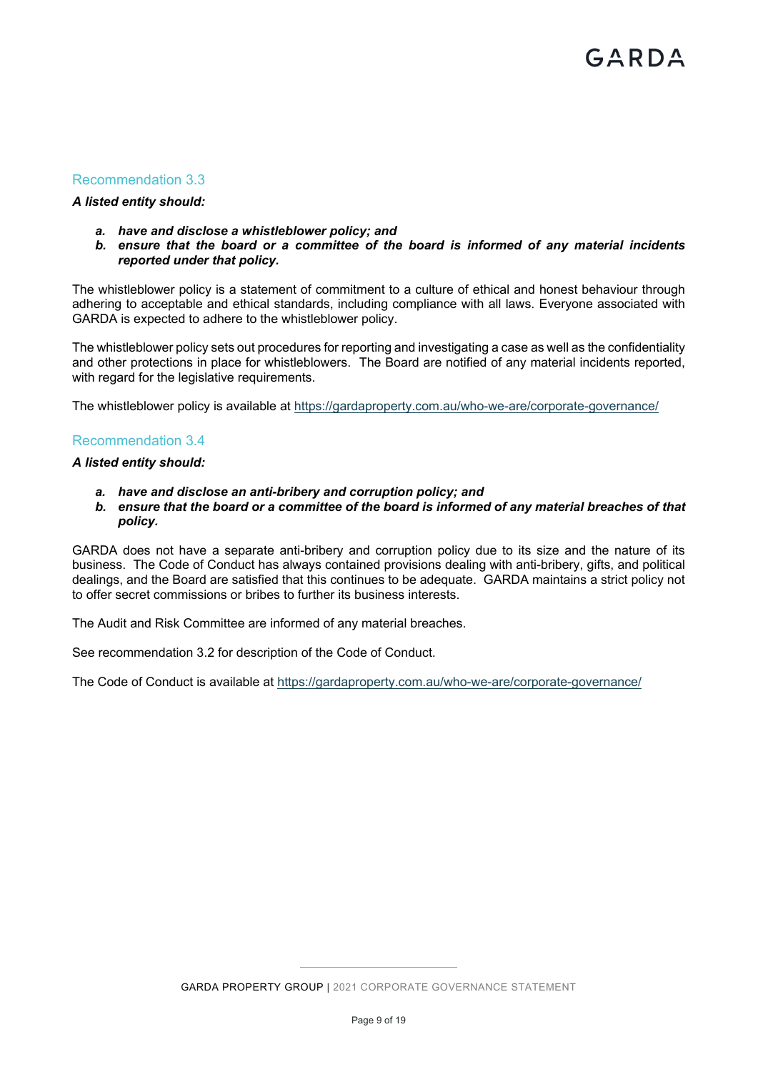## Recommendation 3.3

***A listed entity should:***

- ***a. have and disclose a whistleblower policy; and***
- ***b. ensure that the board or a committee of the board is informed of any material incidents reported under that policy.***

The whistleblower policy is a statement of commitment to a culture of ethical and honest behaviour through adhering to acceptable and ethical standards, including compliance with all laws. Everyone associated with GARDA is expected to adhere to the whistleblower policy.

The whistleblower policy sets out procedures for reporting and investigating a case as well as the confidentiality and other protections in place for whistleblowers. The Board are notified of any material incidents reported, with regard for the legislative requirements.

The whistleblower policy is available at https://gardaproperty.com.au/who-we-are/corporate-governance/

## Recommendation 3.4

***A listed entity should:***

- ***a. have and disclose an anti-bribery and corruption policy; and***
- ***b. ensure that the board or a committee of the board is informed of any material breaches of that policy.***

GARDA does not have a separate anti-bribery and corruption policy due to its size and the nature of its business. The Code of Conduct has always contained provisions dealing with anti-bribery, gifts, and political dealings, and the Board are satisfied that this continues to be adequate. GARDA maintains a strict policy not to offer secret commissions or bribes to further its business interests.

The Audit and Risk Committee are informed of any material breaches.

See recommendation 3.2 for description of the Code of Conduct.

The Code of Conduct is available at https://gardaproperty.com.au/who-we-are/corporate-governance/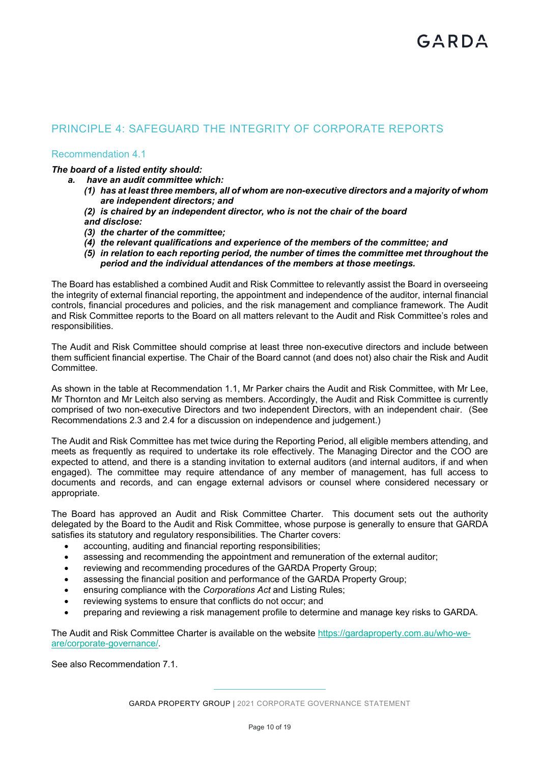## PRINCIPLE 4: SAFEGUARD THE INTEGRITY OF CORPORATE REPORTS

### Recommendation 4.1

***The board of a listed entity should:***

- ***a. have an audit committee which:***
  - ***(1) has at least three members, all of whom are non-executive directors and a majority of whom are independent directors; and***
  - ***(2) is chaired by an independent director, who is not the chair of the board***

  ***and disclose:***
  - ***(3) the charter of the committee;***
  - ***(4) the relevant qualifications and experience of the members of the committee; and***
  - ***(5) in relation to each reporting period, the number of times the committee met throughout the period and the individual attendances of the members at those meetings.***

The Board has established a combined Audit and Risk Committee to relevantly assist the Board in overseeing the integrity of external financial reporting, the appointment and independence of the auditor, internal financial controls, financial procedures and policies, and the risk management and compliance framework. The Audit and Risk Committee reports to the Board on all matters relevant to the Audit and Risk Committee's roles and responsibilities.

The Audit and Risk Committee should comprise at least three non-executive directors and include between them sufficient financial expertise. The Chair of the Board cannot (and does not) also chair the Risk and Audit Committee.

As shown in the table at Recommendation 1.1, Mr Parker chairs the Audit and Risk Committee, with Mr Lee, Mr Thornton and Mr Leitch also serving as members. Accordingly, the Audit and Risk Committee is currently comprised of two non-executive Directors and two independent Directors, with an independent chair. (See Recommendations 2.3 and 2.4 for a discussion on independence and judgement.)

The Audit and Risk Committee has met twice during the Reporting Period, all eligible members attending, and meets as frequently as required to undertake its role effectively. The Managing Director and the COO are expected to attend, and there is a standing invitation to external auditors (and internal auditors, if and when engaged). The committee may require attendance of any member of management, has full access to documents and records, and can engage external advisors or counsel where considered necessary or appropriate.

The Board has approved an Audit and Risk Committee Charter. This document sets out the authority delegated by the Board to the Audit and Risk Committee, whose purpose is generally to ensure that GARDA satisfies its statutory and regulatory responsibilities. The Charter covers:

- accounting, auditing and financial reporting responsibilities;
- assessing and recommending the appointment and remuneration of the external auditor;
- reviewing and recommending procedures of the GARDA Property Group;
- assessing the financial position and performance of the GARDA Property Group;
- ensuring compliance with the *Corporations Act* and Listing Rules;
- reviewing systems to ensure that conflicts do not occur; and
- preparing and reviewing a risk management profile to determine and manage key risks to GARDA.

The Audit and Risk Committee Charter is available on the website https://gardaproperty.com.au/who-we-are/corporate-governance/.

See also Recommendation 7.1.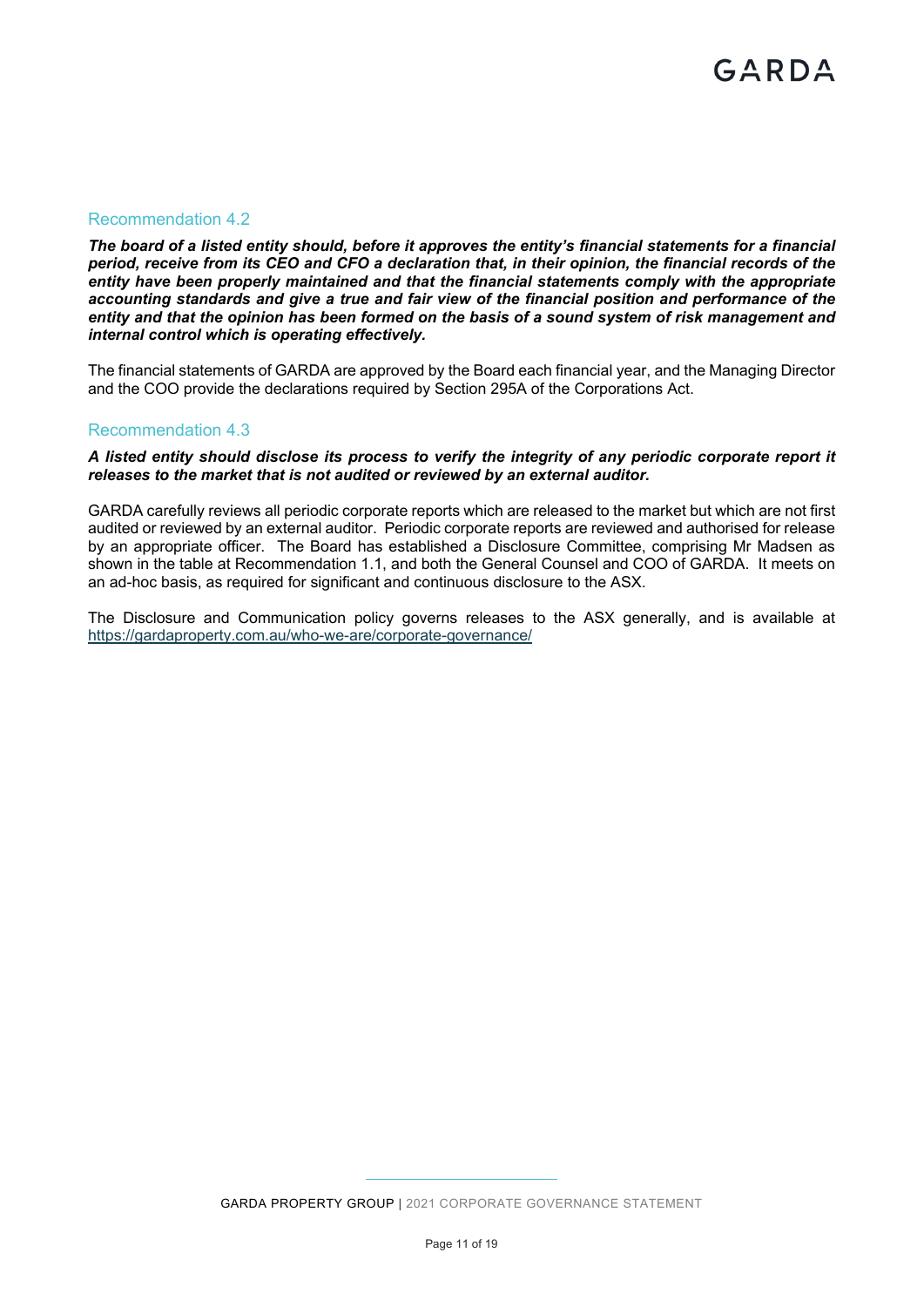## Recommendation 4.2

***The board of a listed entity should, before it approves the entity's financial statements for a financial period, receive from its CEO and CFO a declaration that, in their opinion, the financial records of the entity have been properly maintained and that the financial statements comply with the appropriate accounting standards and give a true and fair view of the financial position and performance of the entity and that the opinion has been formed on the basis of a sound system of risk management and internal control which is operating effectively.***

The financial statements of GARDA are approved by the Board each financial year, and the Managing Director and the COO provide the declarations required by Section 295A of the Corporations Act.

## Recommendation 4.3

***A listed entity should disclose its process to verify the integrity of any periodic corporate report it releases to the market that is not audited or reviewed by an external auditor.***

GARDA carefully reviews all periodic corporate reports which are released to the market but which are not first audited or reviewed by an external auditor. Periodic corporate reports are reviewed and authorised for release by an appropriate officer. The Board has established a Disclosure Committee, comprising Mr Madsen as shown in the table at Recommendation 1.1, and both the General Counsel and COO of GARDA. It meets on an ad-hoc basis, as required for significant and continuous disclosure to the ASX.

The Disclosure and Communication policy governs releases to the ASX generally, and is available at [https://gardaproperty.com.au/who-we-are/corporate-governance/](https://gardaproperty.com.au/who-we-are/corporate-governance/)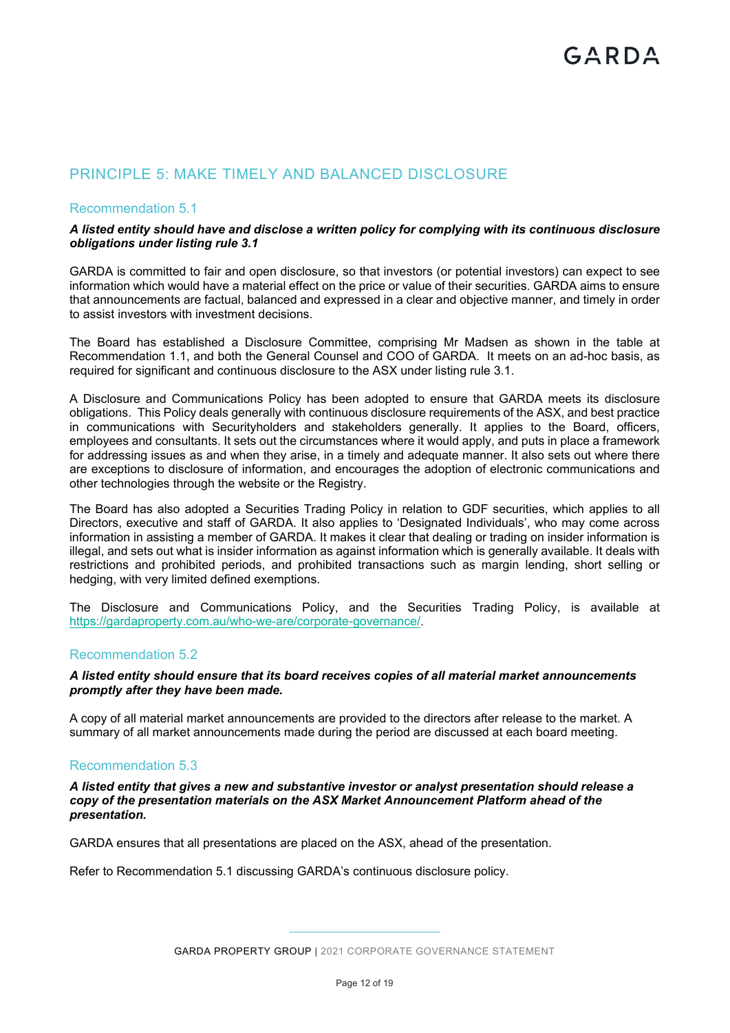## PRINCIPLE 5: MAKE TIMELY AND BALANCED DISCLOSURE

### Recommendation 5.1

***A listed entity should have and disclose a written policy for complying with its continuous disclosure obligations under listing rule 3.1***

GARDA is committed to fair and open disclosure, so that investors (or potential investors) can expect to see information which would have a material effect on the price or value of their securities. GARDA aims to ensure that announcements are factual, balanced and expressed in a clear and objective manner, and timely in order to assist investors with investment decisions.

The Board has established a Disclosure Committee, comprising Mr Madsen as shown in the table at Recommendation 1.1, and both the General Counsel and COO of GARDA. It meets on an ad-hoc basis, as required for significant and continuous disclosure to the ASX under listing rule 3.1.

A Disclosure and Communications Policy has been adopted to ensure that GARDA meets its disclosure obligations. This Policy deals generally with continuous disclosure requirements of the ASX, and best practice in communications with Securityholders and stakeholders generally. It applies to the Board, officers, employees and consultants. It sets out the circumstances where it would apply, and puts in place a framework for addressing issues as and when they arise, in a timely and adequate manner. It also sets out where there are exceptions to disclosure of information, and encourages the adoption of electronic communications and other technologies through the website or the Registry.

The Board has also adopted a Securities Trading Policy in relation to GDF securities, which applies to all Directors, executive and staff of GARDA. It also applies to 'Designated Individuals', who may come across information in assisting a member of GARDA. It makes it clear that dealing or trading on insider information is illegal, and sets out what is insider information as against information which is generally available. It deals with restrictions and prohibited periods, and prohibited transactions such as margin lending, short selling or hedging, with very limited defined exemptions.

The Disclosure and Communications Policy, and the Securities Trading Policy, is available at https://gardaproperty.com.au/who-we-are/corporate-governance/.

### Recommendation 5.2

***A listed entity should ensure that its board receives copies of all material market announcements promptly after they have been made.***

A copy of all material market announcements are provided to the directors after release to the market. A summary of all market announcements made during the period are discussed at each board meeting.

### Recommendation 5.3

***A listed entity that gives a new and substantive investor or analyst presentation should release a copy of the presentation materials on the ASX Market Announcement Platform ahead of the presentation.***

GARDA ensures that all presentations are placed on the ASX, ahead of the presentation.

Refer to Recommendation 5.1 discussing GARDA's continuous disclosure policy.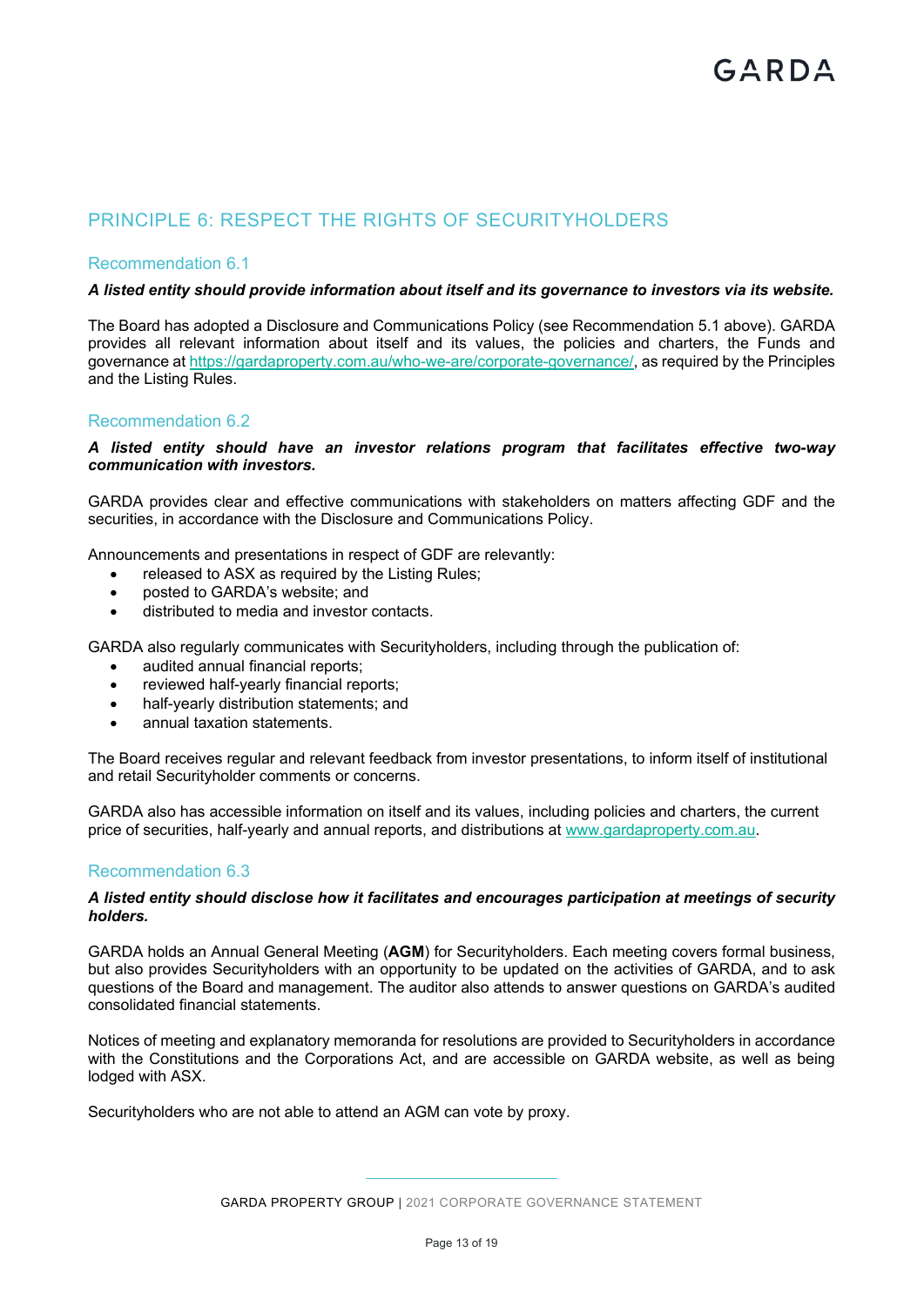## PRINCIPLE 6: RESPECT THE RIGHTS OF SECURITYHOLDERS

### Recommendation 6.1

***A listed entity should provide information about itself and its governance to investors via its website.***

The Board has adopted a Disclosure and Communications Policy (see Recommendation 5.1 above). GARDA provides all relevant information about itself and its values, the policies and charters, the Funds and governance at https://gardaproperty.com.au/who-we-are/corporate-governance/, as required by the Principles and the Listing Rules.

### Recommendation 6.2

***A listed entity should have an investor relations program that facilitates effective two-way communication with investors.***

GARDA provides clear and effective communications with stakeholders on matters affecting GDF and the securities, in accordance with the Disclosure and Communications Policy.

Announcements and presentations in respect of GDF are relevantly:

- released to ASX as required by the Listing Rules;
- posted to GARDA's website; and
- distributed to media and investor contacts.

GARDA also regularly communicates with Securityholders, including through the publication of:

- audited annual financial reports;
- reviewed half-yearly financial reports;
- half-yearly distribution statements; and
- annual taxation statements.

The Board receives regular and relevant feedback from investor presentations, to inform itself of institutional and retail Securityholder comments or concerns.

GARDA also has accessible information on itself and its values, including policies and charters, the current price of securities, half-yearly and annual reports, and distributions at www.gardaproperty.com.au.

### Recommendation 6.3

***A listed entity should disclose how it facilitates and encourages participation at meetings of security holders.***

GARDA holds an Annual General Meeting (**AGM**) for Securityholders. Each meeting covers formal business, but also provides Securityholders with an opportunity to be updated on the activities of GARDA, and to ask questions of the Board and management. The auditor also attends to answer questions on GARDA's audited consolidated financial statements.

Notices of meeting and explanatory memoranda for resolutions are provided to Securityholders in accordance with the Constitutions and the Corporations Act, and are accessible on GARDA website, as well as being lodged with ASX.

Securityholders who are not able to attend an AGM can vote by proxy.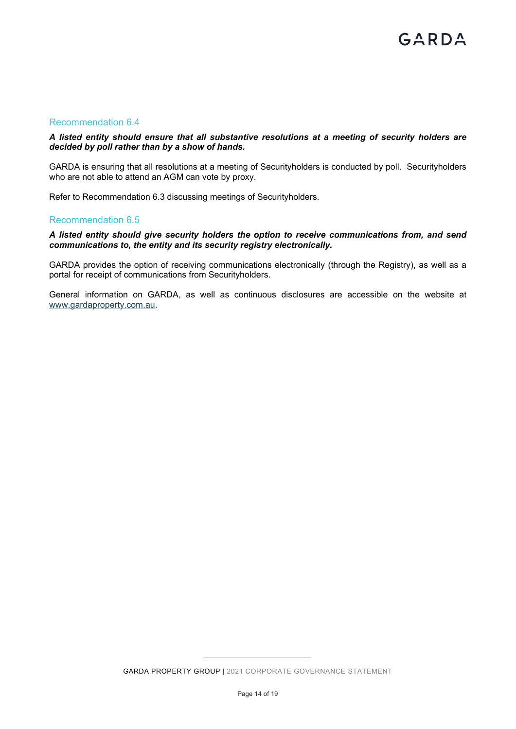### Recommendation 6.4

***A listed entity should ensure that all substantive resolutions at a meeting of security holders are decided by poll rather than by a show of hands.***

GARDA is ensuring that all resolutions at a meeting of Securityholders is conducted by poll. Securityholders who are not able to attend an AGM can vote by proxy.

Refer to Recommendation 6.3 discussing meetings of Securityholders.

### Recommendation 6.5

***A listed entity should give security holders the option to receive communications from, and send communications to, the entity and its security registry electronically.***

GARDA provides the option of receiving communications electronically (through the Registry), as well as a portal for receipt of communications from Securityholders.

General information on GARDA, as well as continuous disclosures are accessible on the website at www.gardaproperty.com.au.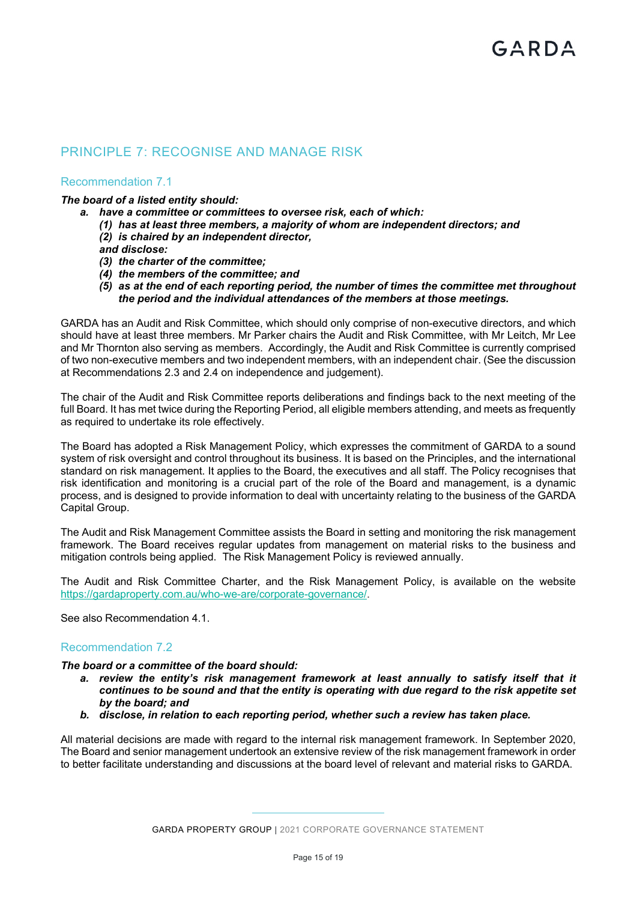## PRINCIPLE 7: RECOGNISE AND MANAGE RISK

### Recommendation 7.1

***The board of a listed entity should:***

- ***a. have a committee or committees to oversee risk, each of which:***
  - ***(1) has at least three members, a majority of whom are independent directors; and***
  - ***(2) is chaired by an independent director,***

  ***and disclose:***
  - ***(3) the charter of the committee;***
  - ***(4) the members of the committee; and***
  - ***(5) as at the end of each reporting period, the number of times the committee met throughout the period and the individual attendances of the members at those meetings.***

GARDA has an Audit and Risk Committee, which should only comprise of non-executive directors, and which should have at least three members. Mr Parker chairs the Audit and Risk Committee, with Mr Leitch, Mr Lee and Mr Thornton also serving as members. Accordingly, the Audit and Risk Committee is currently comprised of two non-executive members and two independent members, with an independent chair. (See the discussion at Recommendations 2.3 and 2.4 on independence and judgement).

The chair of the Audit and Risk Committee reports deliberations and findings back to the next meeting of the full Board. It has met twice during the Reporting Period, all eligible members attending, and meets as frequently as required to undertake its role effectively.

The Board has adopted a Risk Management Policy, which expresses the commitment of GARDA to a sound system of risk oversight and control throughout its business. It is based on the Principles, and the international standard on risk management. It applies to the Board, the executives and all staff. The Policy recognises that risk identification and monitoring is a crucial part of the role of the Board and management, is a dynamic process, and is designed to provide information to deal with uncertainty relating to the business of the GARDA Capital Group.

The Audit and Risk Management Committee assists the Board in setting and monitoring the risk management framework. The Board receives regular updates from management on material risks to the business and mitigation controls being applied. The Risk Management Policy is reviewed annually.

The Audit and Risk Committee Charter, and the Risk Management Policy, is available on the website https://gardaproperty.com.au/who-we-are/corporate-governance/.

See also Recommendation 4.1.

### Recommendation 7.2

***The board or a committee of the board should:***

- ***a. review the entity's risk management framework at least annually to satisfy itself that it continues to be sound and that the entity is operating with due regard to the risk appetite set by the board; and***
- ***b. disclose, in relation to each reporting period, whether such a review has taken place.***

All material decisions are made with regard to the internal risk management framework. In September 2020, The Board and senior management undertook an extensive review of the risk management framework in order to better facilitate understanding and discussions at the board level of relevant and material risks to GARDA.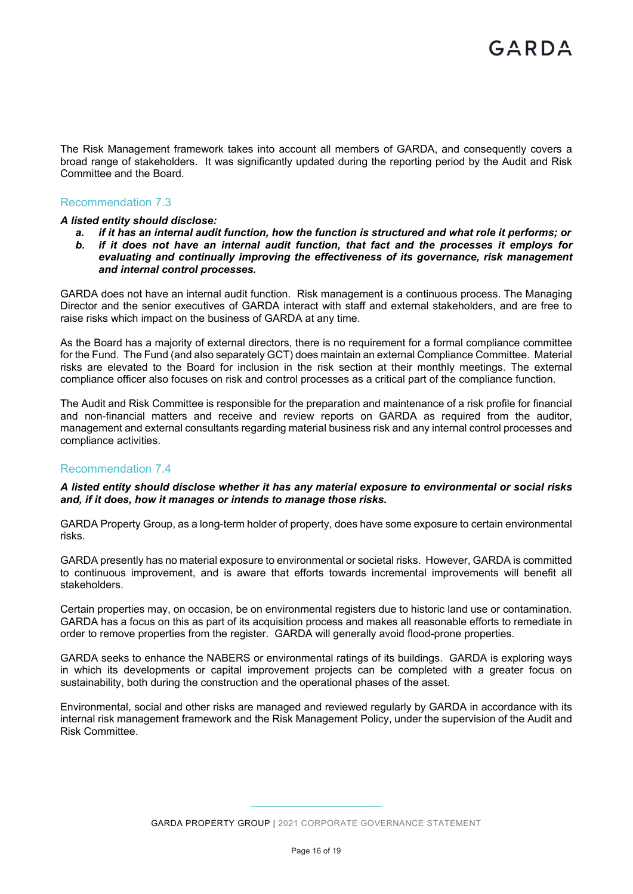The Risk Management framework takes into account all members of GARDA, and consequently covers a broad range of stakeholders. It was significantly updated during the reporting period by the Audit and Risk Committee and the Board.

## Recommendation 7.3

***A listed entity should disclose:***

***a. if it has an internal audit function, how the function is structured and what role it performs; or***
***b. if it does not have an internal audit function, that fact and the processes it employs for evaluating and continually improving the effectiveness of its governance, risk management and internal control processes.***

GARDA does not have an internal audit function. Risk management is a continuous process. The Managing Director and the senior executives of GARDA interact with staff and external stakeholders, and are free to raise risks which impact on the business of GARDA at any time.

As the Board has a majority of external directors, there is no requirement for a formal compliance committee for the Fund. The Fund (and also separately GCT) does maintain an external Compliance Committee. Material risks are elevated to the Board for inclusion in the risk section at their monthly meetings. The external compliance officer also focuses on risk and control processes as a critical part of the compliance function.

The Audit and Risk Committee is responsible for the preparation and maintenance of a risk profile for financial and non-financial matters and receive and review reports on GARDA as required from the auditor, management and external consultants regarding material business risk and any internal control processes and compliance activities.

## Recommendation 7.4

***A listed entity should disclose whether it has any material exposure to environmental or social risks and, if it does, how it manages or intends to manage those risks.***

GARDA Property Group, as a long-term holder of property, does have some exposure to certain environmental risks.

GARDA presently has no material exposure to environmental or societal risks. However, GARDA is committed to continuous improvement, and is aware that efforts towards incremental improvements will benefit all stakeholders.

Certain properties may, on occasion, be on environmental registers due to historic land use or contamination. GARDA has a focus on this as part of its acquisition process and makes all reasonable efforts to remediate in order to remove properties from the register. GARDA will generally avoid flood-prone properties.

GARDA seeks to enhance the NABERS or environmental ratings of its buildings. GARDA is exploring ways in which its developments or capital improvement projects can be completed with a greater focus on sustainability, both during the construction and the operational phases of the asset.

Environmental, social and other risks are managed and reviewed regularly by GARDA in accordance with its internal risk management framework and the Risk Management Policy, under the supervision of the Audit and Risk Committee.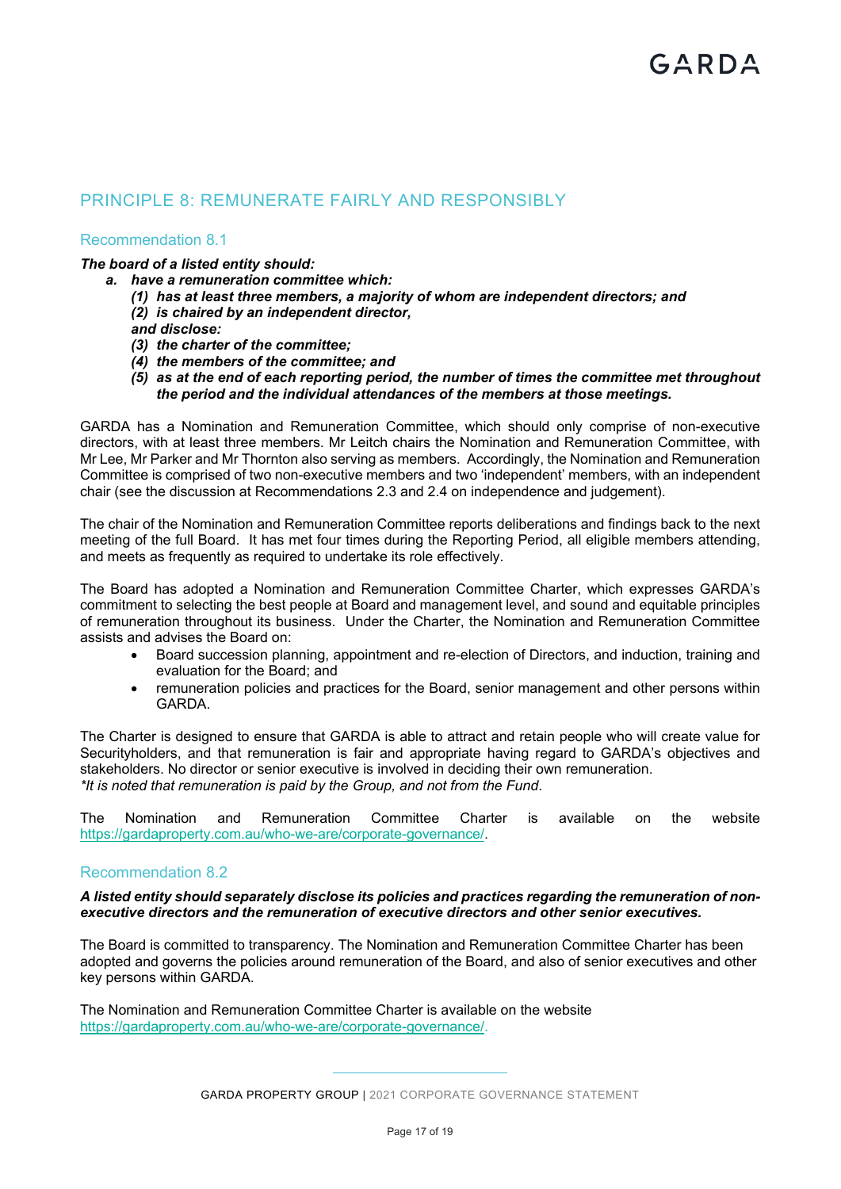## PRINCIPLE 8: REMUNERATE FAIRLY AND RESPONSIBLY

### Recommendation 8.1

***The board of a listed entity should:***

***a. have a remuneration committee which:***

***(1) has at least three members, a majority of whom are independent directors; and***

***(2) is chaired by an independent director,***

***and disclose:***

***(3) the charter of the committee;***

***(4) the members of the committee; and***

***(5) as at the end of each reporting period, the number of times the committee met throughout the period and the individual attendances of the members at those meetings.***

GARDA has a Nomination and Remuneration Committee, which should only comprise of non-executive directors, with at least three members. Mr Leitch chairs the Nomination and Remuneration Committee, with Mr Lee, Mr Parker and Mr Thornton also serving as members. Accordingly, the Nomination and Remuneration Committee is comprised of two non-executive members and two 'independent' members, with an independent chair (see the discussion at Recommendations 2.3 and 2.4 on independence and judgement).

The chair of the Nomination and Remuneration Committee reports deliberations and findings back to the next meeting of the full Board. It has met four times during the Reporting Period, all eligible members attending, and meets as frequently as required to undertake its role effectively.

The Board has adopted a Nomination and Remuneration Committee Charter, which expresses GARDA's commitment to selecting the best people at Board and management level, and sound and equitable principles of remuneration throughout its business. Under the Charter, the Nomination and Remuneration Committee assists and advises the Board on:

- Board succession planning, appointment and re-election of Directors, and induction, training and evaluation for the Board; and
- remuneration policies and practices for the Board, senior management and other persons within GARDA.

The Charter is designed to ensure that GARDA is able to attract and retain people who will create value for Securityholders, and that remuneration is fair and appropriate having regard to GARDA's objectives and stakeholders. No director or senior executive is involved in deciding their own remuneration.
*\*It is noted that remuneration is paid by the Group, and not from the Fund.*

The Nomination and Remuneration Committee Charter is available on the website https://gardaproperty.com.au/who-we-are/corporate-governance/.

### Recommendation 8.2

***A listed entity should separately disclose its policies and practices regarding the remuneration of non-executive directors and the remuneration of executive directors and other senior executives.***

The Board is committed to transparency. The Nomination and Remuneration Committee Charter has been adopted and governs the policies around remuneration of the Board, and also of senior executives and other key persons within GARDA.

The Nomination and Remuneration Committee Charter is available on the website https://gardaproperty.com.au/who-we-are/corporate-governance/.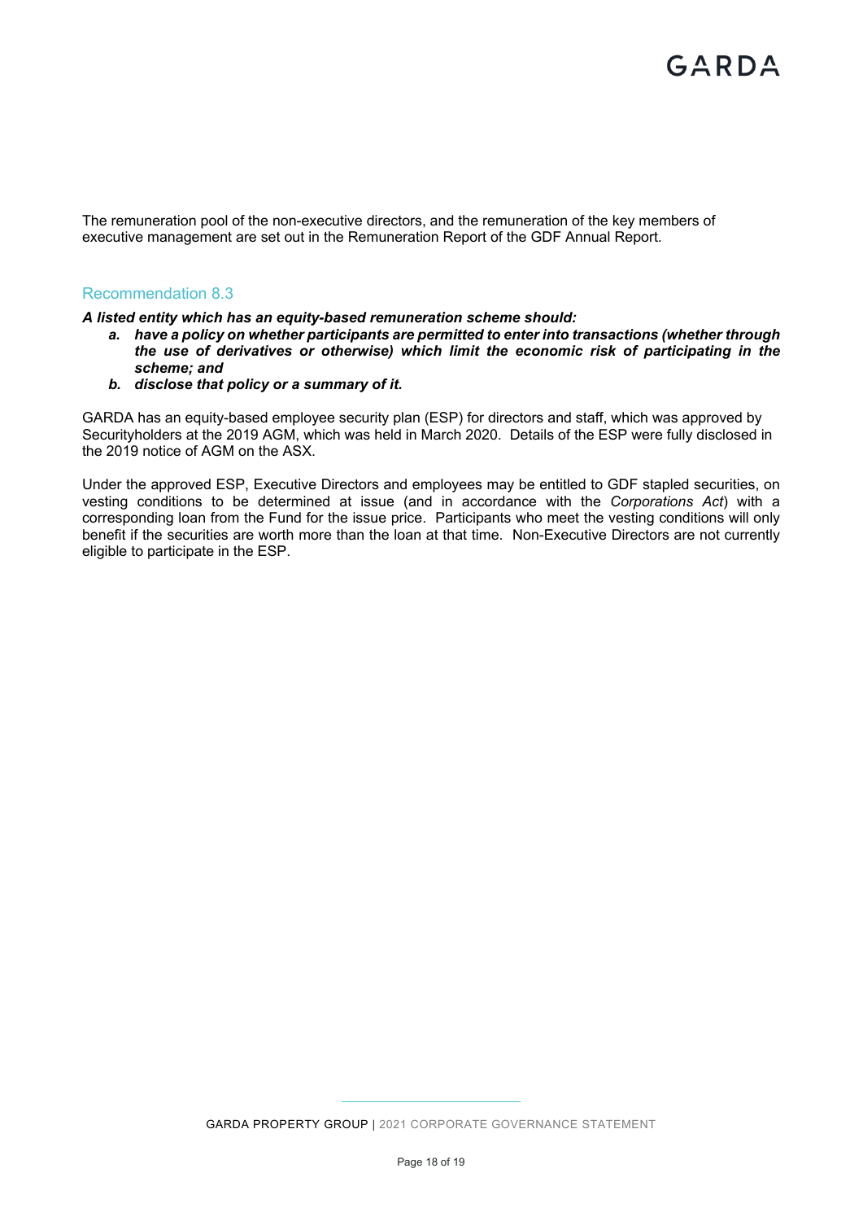The remuneration pool of the non-executive directors, and the remuneration of the key members of executive management are set out in the Remuneration Report of the GDF Annual Report.

## Recommendation 8.3

***A listed entity which has an equity-based remuneration scheme should:***

***a. have a policy on whether participants are permitted to enter into transactions (whether through the use of derivatives or otherwise) which limit the economic risk of participating in the scheme; and***

***b. disclose that policy or a summary of it.***

GARDA has an equity-based employee security plan (ESP) for directors and staff, which was approved by Securityholders at the 2019 AGM, which was held in March 2020. Details of the ESP were fully disclosed in the 2019 notice of AGM on the ASX.

Under the approved ESP, Executive Directors and employees may be entitled to GDF stapled securities, on vesting conditions to be determined at issue (and in accordance with the *Corporations Act*) with a corresponding loan from the Fund for the issue price. Participants who meet the vesting conditions will only benefit if the securities are worth more than the loan at that time. Non-Executive Directors are not currently eligible to participate in the ESP.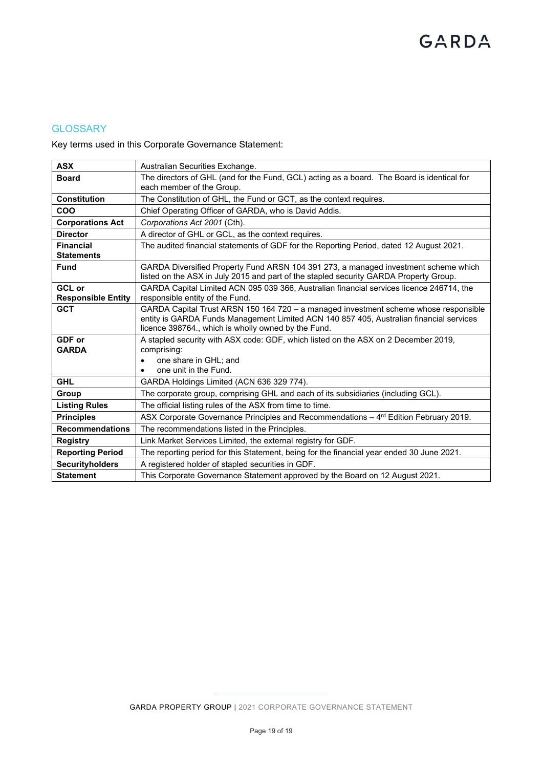## GLOSSARY

Key terms used in this Corporate Governance Statement:

| | |
|---|---|
| **ASX** | Australian Securities Exchange. |
| **Board** | The directors of GHL (and for the Fund, GCL) acting as a board. The Board is identical for each member of the Group. |
| **Constitution** | The Constitution of GHL, the Fund or GCT, as the context requires. |
| **COO** | Chief Operating Officer of GARDA, who is David Addis. |
| **Corporations Act** | *Corporations Act 2001* (Cth). |
| **Director** | A director of GHL or GCL, as the context requires. |
| **Financial Statements** | The audited financial statements of GDF for the Reporting Period, dated 12 August 2021. |
| **Fund** | GARDA Diversified Property Fund ARSN 104 391 273, a managed investment scheme which listed on the ASX in July 2015 and part of the stapled security GARDA Property Group. |
| **GCL or Responsible Entity** | GARDA Capital Limited ACN 095 039 366, Australian financial services licence 246714, the responsible entity of the Fund. |
| **GCT** | GARDA Capital Trust ARSN 150 164 720 – a managed investment scheme whose responsible entity is GARDA Funds Management Limited ACN 140 857 405, Australian financial services licence 398764., which is wholly owned by the Fund. |
| **GDF or GARDA** | A stapled security with ASX code: GDF, which listed on the ASX on 2 December 2019, comprising:<br>• one share in GHL; and<br>• one unit in the Fund. |
| **GHL** | GARDA Holdings Limited (ACN 636 329 774). |
| **Group** | The corporate group, comprising GHL and each of its subsidiaries (including GCL). |
| **Listing Rules** | The official listing rules of the ASX from time to time. |
| **Principles** | ASX Corporate Governance Principles and Recommendations – 4th Edition February 2019. |
| **Recommendations** | The recommendations listed in the Principles. |
| **Registry** | Link Market Services Limited, the external registry for GDF. |
| **Reporting Period** | The reporting period for this Statement, being for the financial year ended 30 June 2021. |
| **Securityholders** | A registered holder of stapled securities in GDF. |
| **Statement** | This Corporate Governance Statement approved by the Board on 12 August 2021. |